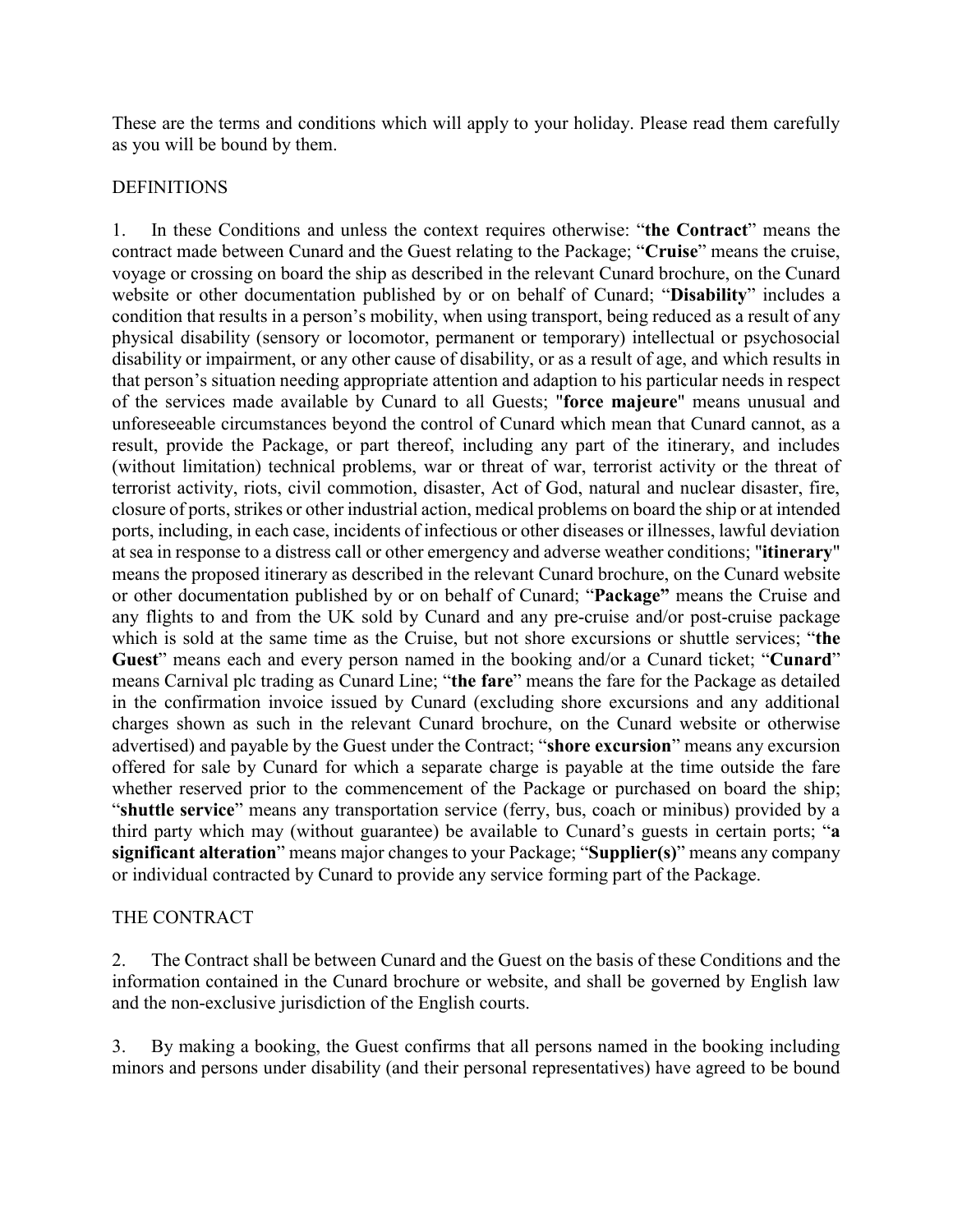These are the terms and conditions which will apply to your holiday. Please read them carefully as you will be bound by them.

## DEFINITIONS

1. In these Conditions and unless the context requires otherwise: "**the Contract**" means the contract made between Cunard and the Guest relating to the Package; "**Cruise**" means the cruise, voyage or crossing on board the ship as described in the relevant Cunard brochure, on the Cunard website or other documentation published by or on behalf of Cunard; "**Disability**" includes a condition that results in a person's mobility, when using transport, being reduced as a result of any physical disability (sensory or locomotor, permanent or temporary) intellectual or psychosocial disability or impairment, or any other cause of disability, or as a result of age, and which results in that person's situation needing appropriate attention and adaption to his particular needs in respect of the services made available by Cunard to all Guests; "**force majeure**" means unusual and unforeseeable circumstances beyond the control of Cunard which mean that Cunard cannot, as a result, provide the Package, or part thereof, including any part of the itinerary, and includes (without limitation) technical problems, war or threat of war, terrorist activity or the threat of terrorist activity, riots, civil commotion, disaster, Act of God, natural and nuclear disaster, fire, closure of ports, strikes or other industrial action, medical problems on board the ship or at intended ports, including, in each case, incidents of infectious or other diseases or illnesses, lawful deviation at sea in response to a distress call or other emergency and adverse weather conditions; "**itinerary**" means the proposed itinerary as described in the relevant Cunard brochure, on the Cunard website or other documentation published by or on behalf of Cunard; "**Package"** means the Cruise and any flights to and from the UK sold by Cunard and any pre-cruise and/or post-cruise package which is sold at the same time as the Cruise, but not shore excursions or shuttle services; "**the Guest**" means each and every person named in the booking and/or a Cunard ticket; "**Cunard**" means Carnival plc trading as Cunard Line; "**the fare**" means the fare for the Package as detailed in the confirmation invoice issued by Cunard (excluding shore excursions and any additional charges shown as such in the relevant Cunard brochure, on the Cunard website or otherwise advertised) and payable by the Guest under the Contract; "**shore excursion**" means any excursion offered for sale by Cunard for which a separate charge is payable at the time outside the fare whether reserved prior to the commencement of the Package or purchased on board the ship; "**shuttle service**" means any transportation service (ferry, bus, coach or minibus) provided by a third party which may (without guarantee) be available to Cunard's guests in certain ports; "**a significant alteration**" means major changes to your Package; "**Supplier(s)**" means any company or individual contracted by Cunard to provide any service forming part of the Package.

## THE CONTRACT

2. The Contract shall be between Cunard and the Guest on the basis of these Conditions and the information contained in the Cunard brochure or website, and shall be governed by English law and the non-exclusive jurisdiction of the English courts.

3. By making a booking, the Guest confirms that all persons named in the booking including minors and persons under disability (and their personal representatives) have agreed to be bound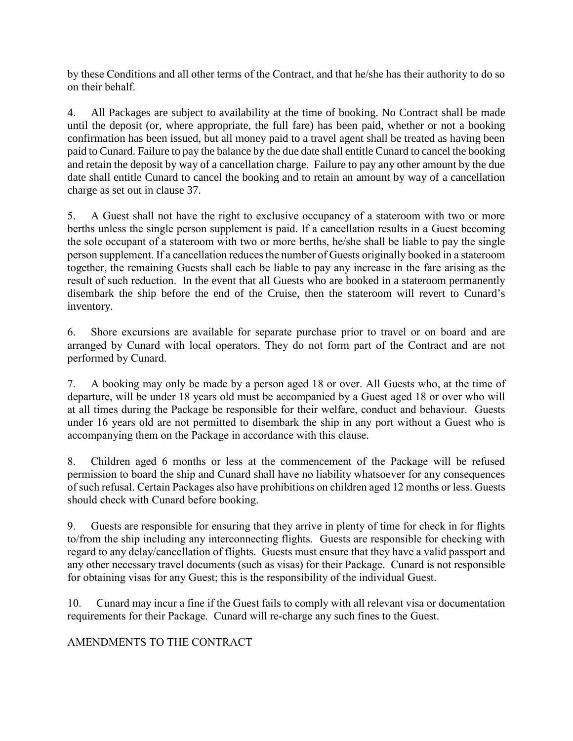by these Conditions and all other terms of the Contract, and that he/she has their authority to do so on their behalf.

4. All Packages are subject to availability at the time of booking. No Contract shall be made until the deposit (or, where appropriate, the full fare) has been paid, whether or not a booking confirmation has been issued, but all money paid to a travel agent shall be treated as having been paid to Cunard. Failure to pay the balance by the due date shall entitle Cunard to cancel the booking and retain the deposit by way of a cancellation charge. Failure to pay any other amount by the due date shall entitle Cunard to cancel the booking and to retain an amount by way of a cancellation charge as set out in clause 37.

5. A Guest shall not have the right to exclusive occupancy of a stateroom with two or more berths unless the single person supplement is paid. If a cancellation results in a Guest becoming the sole occupant of a stateroom with two or more berths, he/she shall be liable to pay the single person supplement. If a cancellation reduces the number of Guests originally booked in a stateroom together, the remaining Guests shall each be liable to pay any increase in the fare arising as the result of such reduction. In the event that all Guests who are booked in a stateroom permanently disembark the ship before the end of the Cruise, then the stateroom will revert to Cunard's inventory.

6. Shore excursions are available for separate purchase prior to travel or on board and are arranged by Cunard with local operators. They do not form part of the Contract and are not performed by Cunard.

7. A booking may only be made by a person aged 18 or over. All Guests who, at the time of departure, will be under 18 years old must be accompanied by a Guest aged 18 or over who will at all times during the Package be responsible for their welfare, conduct and behaviour. Guests under 16 years old are not permitted to disembark the ship in any port without a Guest who is accompanying them on the Package in accordance with this clause.

8. Children aged 6 months or less at the commencement of the Package will be refused permission to board the ship and Cunard shall have no liability whatsoever for any consequences of such refusal. Certain Packages also have prohibitions on children aged 12 months or less. Guests should check with Cunard before booking.

9. Guests are responsible for ensuring that they arrive in plenty of time for check in for flights to/from the ship including any interconnecting flights. Guests are responsible for checking with regard to any delay/cancellation of flights. Guests must ensure that they have a valid passport and any other necessary travel documents (such as visas) for their Package. Cunard is not responsible for obtaining visas for any Guest; this is the responsibility of the individual Guest.

10. Cunard may incur a fine if the Guest fails to comply with all relevant visa or documentation requirements for their Package. Cunard will re-charge any such fines to the Guest.

## AMENDMENTS TO THE CONTRACT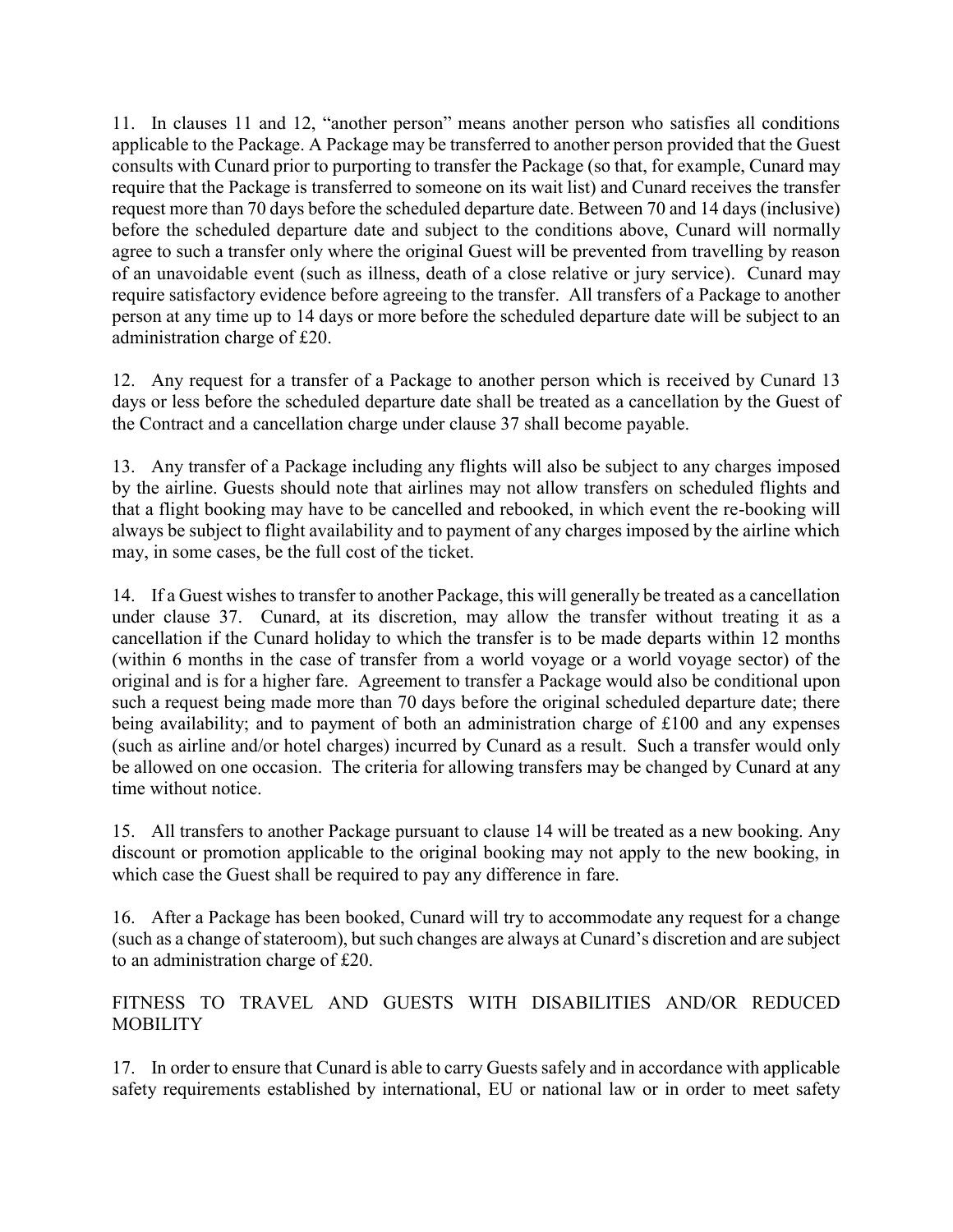11. In clauses 11 and 12, "another person" means another person who satisfies all conditions applicable to the Package. A Package may be transferred to another person provided that the Guest consults with Cunard prior to purporting to transfer the Package (so that, for example, Cunard may require that the Package is transferred to someone on its wait list) and Cunard receives the transfer request more than 70 days before the scheduled departure date. Between 70 and 14 days (inclusive) before the scheduled departure date and subject to the conditions above, Cunard will normally agree to such a transfer only where the original Guest will be prevented from travelling by reason of an unavoidable event (such as illness, death of a close relative or jury service). Cunard may require satisfactory evidence before agreeing to the transfer. All transfers of a Package to another person at any time up to 14 days or more before the scheduled departure date will be subject to an administration charge of £20.

12. Any request for a transfer of a Package to another person which is received by Cunard 13 days or less before the scheduled departure date shall be treated as a cancellation by the Guest of the Contract and a cancellation charge under clause 37 shall become payable.

13. Any transfer of a Package including any flights will also be subject to any charges imposed by the airline. Guests should note that airlines may not allow transfers on scheduled flights and that a flight booking may have to be cancelled and rebooked, in which event the re-booking will always be subject to flight availability and to payment of any charges imposed by the airline which may, in some cases, be the full cost of the ticket.

14. If a Guest wishes to transfer to another Package, this will generally be treated as a cancellation under clause 37. Cunard, at its discretion, may allow the transfer without treating it as a cancellation if the Cunard holiday to which the transfer is to be made departs within 12 months (within 6 months in the case of transfer from a world voyage or a world voyage sector) of the original and is for a higher fare. Agreement to transfer a Package would also be conditional upon such a request being made more than 70 days before the original scheduled departure date; there being availability; and to payment of both an administration charge of £100 and any expenses (such as airline and/or hotel charges) incurred by Cunard as a result. Such a transfer would only be allowed on one occasion. The criteria for allowing transfers may be changed by Cunard at any time without notice.

15. All transfers to another Package pursuant to clause 14 will be treated as a new booking. Any discount or promotion applicable to the original booking may not apply to the new booking, in which case the Guest shall be required to pay any difference in fare.

16. After a Package has been booked, Cunard will try to accommodate any request for a change (such as a change of stateroom), but such changes are always at Cunard's discretion and are subject to an administration charge of £20.

## FITNESS TO TRAVEL AND GUESTS WITH DISABILITIES AND/OR REDUCED MOBILITY

17. In order to ensure that Cunard is able to carry Guests safely and in accordance with applicable safety requirements established by international, EU or national law or in order to meet safety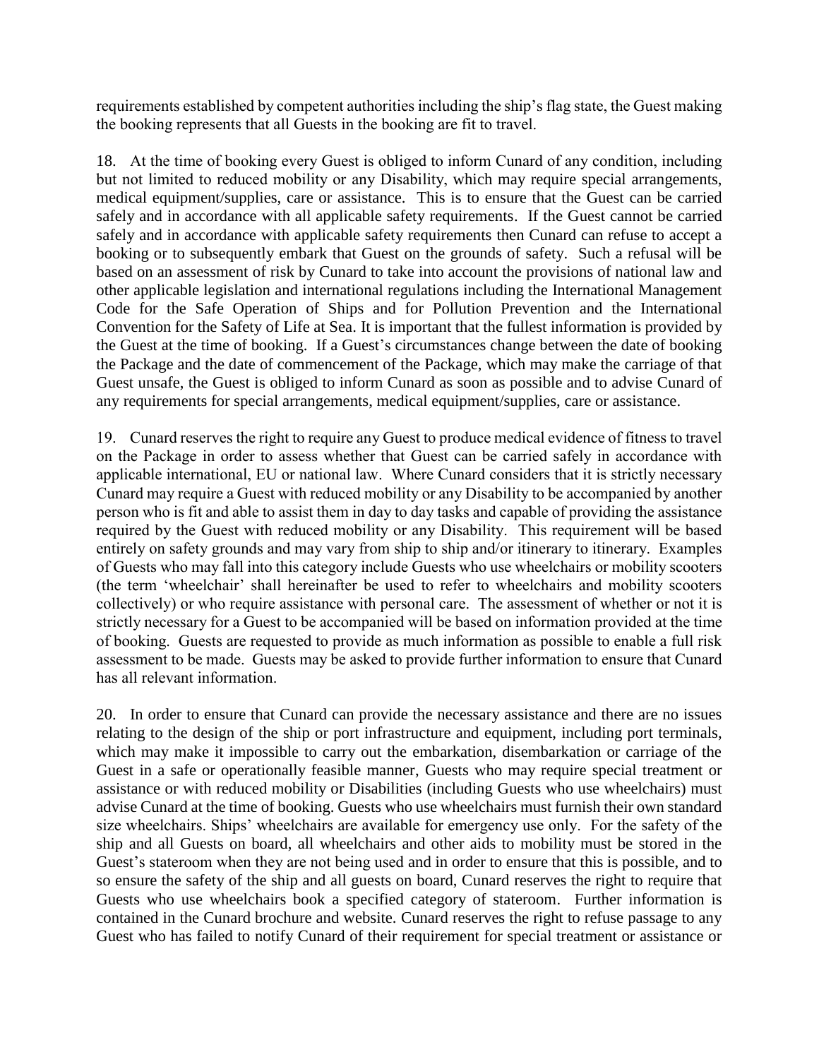requirements established by competent authorities including the ship's flag state, the Guest making the booking represents that all Guests in the booking are fit to travel.

18. At the time of booking every Guest is obliged to inform Cunard of any condition, including but not limited to reduced mobility or any Disability, which may require special arrangements, medical equipment/supplies, care or assistance. This is to ensure that the Guest can be carried safely and in accordance with all applicable safety requirements. If the Guest cannot be carried safely and in accordance with applicable safety requirements then Cunard can refuse to accept a booking or to subsequently embark that Guest on the grounds of safety. Such a refusal will be based on an assessment of risk by Cunard to take into account the provisions of national law and other applicable legislation and international regulations including the International Management Code for the Safe Operation of Ships and for Pollution Prevention and the International Convention for the Safety of Life at Sea. It is important that the fullest information is provided by the Guest at the time of booking. If a Guest's circumstances change between the date of booking the Package and the date of commencement of the Package, which may make the carriage of that Guest unsafe, the Guest is obliged to inform Cunard as soon as possible and to advise Cunard of any requirements for special arrangements, medical equipment/supplies, care or assistance.

19. Cunard reserves the right to require any Guest to produce medical evidence of fitness to travel on the Package in order to assess whether that Guest can be carried safely in accordance with applicable international, EU or national law. Where Cunard considers that it is strictly necessary Cunard may require a Guest with reduced mobility or any Disability to be accompanied by another person who is fit and able to assist them in day to day tasks and capable of providing the assistance required by the Guest with reduced mobility or any Disability. This requirement will be based entirely on safety grounds and may vary from ship to ship and/or itinerary to itinerary. Examples of Guests who may fall into this category include Guests who use wheelchairs or mobility scooters (the term 'wheelchair' shall hereinafter be used to refer to wheelchairs and mobility scooters collectively) or who require assistance with personal care. The assessment of whether or not it is strictly necessary for a Guest to be accompanied will be based on information provided at the time of booking. Guests are requested to provide as much information as possible to enable a full risk assessment to be made. Guests may be asked to provide further information to ensure that Cunard has all relevant information.

20. In order to ensure that Cunard can provide the necessary assistance and there are no issues relating to the design of the ship or port infrastructure and equipment, including port terminals, which may make it impossible to carry out the embarkation, disembarkation or carriage of the Guest in a safe or operationally feasible manner, Guests who may require special treatment or assistance or with reduced mobility or Disabilities (including Guests who use wheelchairs) must advise Cunard at the time of booking. Guests who use wheelchairs must furnish their own standard size wheelchairs. Ships' wheelchairs are available for emergency use only. For the safety of the ship and all Guests on board, all wheelchairs and other aids to mobility must be stored in the Guest's stateroom when they are not being used and in order to ensure that this is possible, and to so ensure the safety of the ship and all guests on board, Cunard reserves the right to require that Guests who use wheelchairs book a specified category of stateroom. Further information is contained in the Cunard brochure and website. Cunard reserves the right to refuse passage to any Guest who has failed to notify Cunard of their requirement for special treatment or assistance or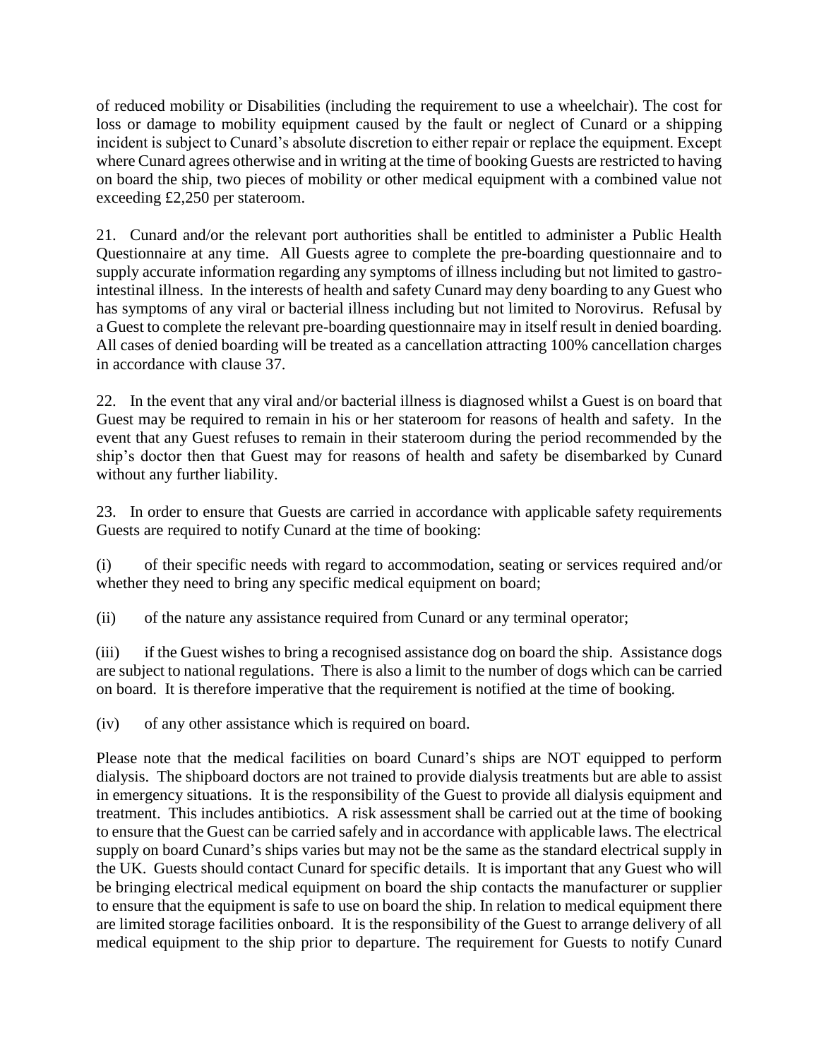of reduced mobility or Disabilities (including the requirement to use a wheelchair). The cost for loss or damage to mobility equipment caused by the fault or neglect of Cunard or a shipping incident is subject to Cunard's absolute discretion to either repair or replace the equipment. Except where Cunard agrees otherwise and in writing at the time of booking Guests are restricted to having on board the ship, two pieces of mobility or other medical equipment with a combined value not exceeding £2,250 per stateroom.

21. Cunard and/or the relevant port authorities shall be entitled to administer a Public Health Questionnaire at any time. All Guests agree to complete the pre-boarding questionnaire and to supply accurate information regarding any symptoms of illness including but not limited to gastro-intestinal illness. In the interests of health and safety Cunard may deny boarding to any Guest who has symptoms of any viral or bacterial illness including but not limited to Norovirus. Refusal by a Guest to complete the relevant pre-boarding questionnaire may in itself result in denied boarding. All cases of denied boarding will be treated as a cancellation attracting 100% cancellation charges in accordance with clause 37.

22. In the event that any viral and/or bacterial illness is diagnosed whilst a Guest is on board that Guest may be required to remain in his or her stateroom for reasons of health and safety. In the event that any Guest refuses to remain in their stateroom during the period recommended by the ship's doctor then that Guest may for reasons of health and safety be disembarked by Cunard without any further liability.

23. In order to ensure that Guests are carried in accordance with applicable safety requirements Guests are required to notify Cunard at the time of booking:

(i) of their specific needs with regard to accommodation, seating or services required and/or whether they need to bring any specific medical equipment on board;

(ii) of the nature any assistance required from Cunard or any terminal operator;

(iii) if the Guest wishes to bring a recognised assistance dog on board the ship. Assistance dogs are subject to national regulations. There is also a limit to the number of dogs which can be carried on board. It is therefore imperative that the requirement is notified at the time of booking.

(iv) of any other assistance which is required on board.

Please note that the medical facilities on board Cunard's ships are NOT equipped to perform dialysis. The shipboard doctors are not trained to provide dialysis treatments but are able to assist in emergency situations. It is the responsibility of the Guest to provide all dialysis equipment and treatment. This includes antibiotics. A risk assessment shall be carried out at the time of booking to ensure that the Guest can be carried safely and in accordance with applicable laws. The electrical supply on board Cunard's ships varies but may not be the same as the standard electrical supply in the UK. Guests should contact Cunard for specific details. It is important that any Guest who will be bringing electrical medical equipment on board the ship contacts the manufacturer or supplier to ensure that the equipment is safe to use on board the ship. In relation to medical equipment there are limited storage facilities onboard. It is the responsibility of the Guest to arrange delivery of all medical equipment to the ship prior to departure. The requirement for Guests to notify Cunard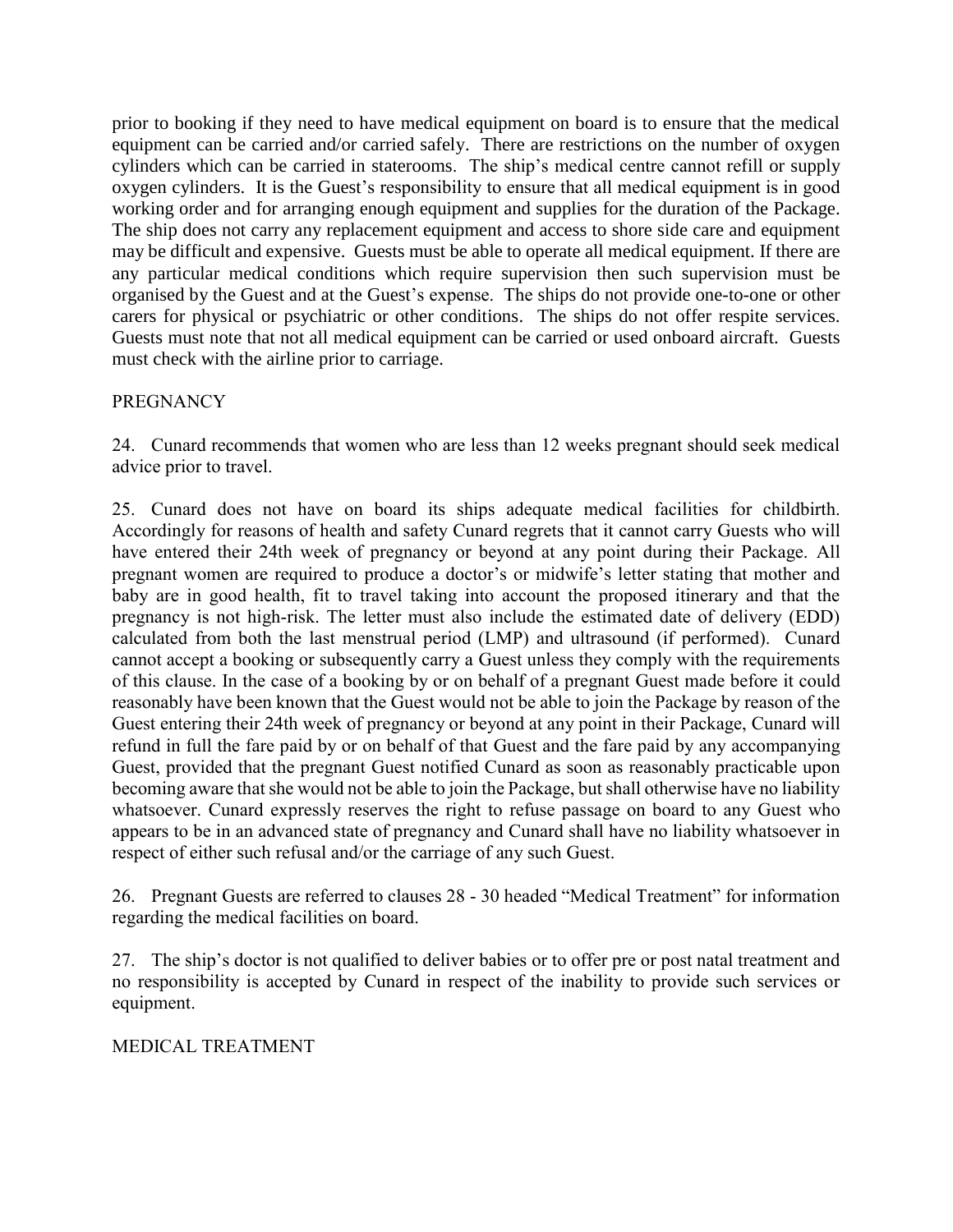prior to booking if they need to have medical equipment on board is to ensure that the medical equipment can be carried and/or carried safely. There are restrictions on the number of oxygen cylinders which can be carried in staterooms. The ship's medical centre cannot refill or supply oxygen cylinders. It is the Guest's responsibility to ensure that all medical equipment is in good working order and for arranging enough equipment and supplies for the duration of the Package. The ship does not carry any replacement equipment and access to shore side care and equipment may be difficult and expensive. Guests must be able to operate all medical equipment. If there are any particular medical conditions which require supervision then such supervision must be organised by the Guest and at the Guest's expense. The ships do not provide one-to-one or other carers for physical or psychiatric or other conditions. The ships do not offer respite services. Guests must note that not all medical equipment can be carried or used onboard aircraft. Guests must check with the airline prior to carriage.

## PREGNANCY

24. Cunard recommends that women who are less than 12 weeks pregnant should seek medical advice prior to travel.

25. Cunard does not have on board its ships adequate medical facilities for childbirth. Accordingly for reasons of health and safety Cunard regrets that it cannot carry Guests who will have entered their 24th week of pregnancy or beyond at any point during their Package. All pregnant women are required to produce a doctor's or midwife's letter stating that mother and baby are in good health, fit to travel taking into account the proposed itinerary and that the pregnancy is not high-risk. The letter must also include the estimated date of delivery (EDD) calculated from both the last menstrual period (LMP) and ultrasound (if performed). Cunard cannot accept a booking or subsequently carry a Guest unless they comply with the requirements of this clause. In the case of a booking by or on behalf of a pregnant Guest made before it could reasonably have been known that the Guest would not be able to join the Package by reason of the Guest entering their 24th week of pregnancy or beyond at any point in their Package, Cunard will refund in full the fare paid by or on behalf of that Guest and the fare paid by any accompanying Guest, provided that the pregnant Guest notified Cunard as soon as reasonably practicable upon becoming aware that she would not be able to join the Package, but shall otherwise have no liability whatsoever. Cunard expressly reserves the right to refuse passage on board to any Guest who appears to be in an advanced state of pregnancy and Cunard shall have no liability whatsoever in respect of either such refusal and/or the carriage of any such Guest.

26. Pregnant Guests are referred to clauses 28 - 30 headed "Medical Treatment" for information regarding the medical facilities on board.

27. The ship's doctor is not qualified to deliver babies or to offer pre or post natal treatment and no responsibility is accepted by Cunard in respect of the inability to provide such services or equipment.

## MEDICAL TREATMENT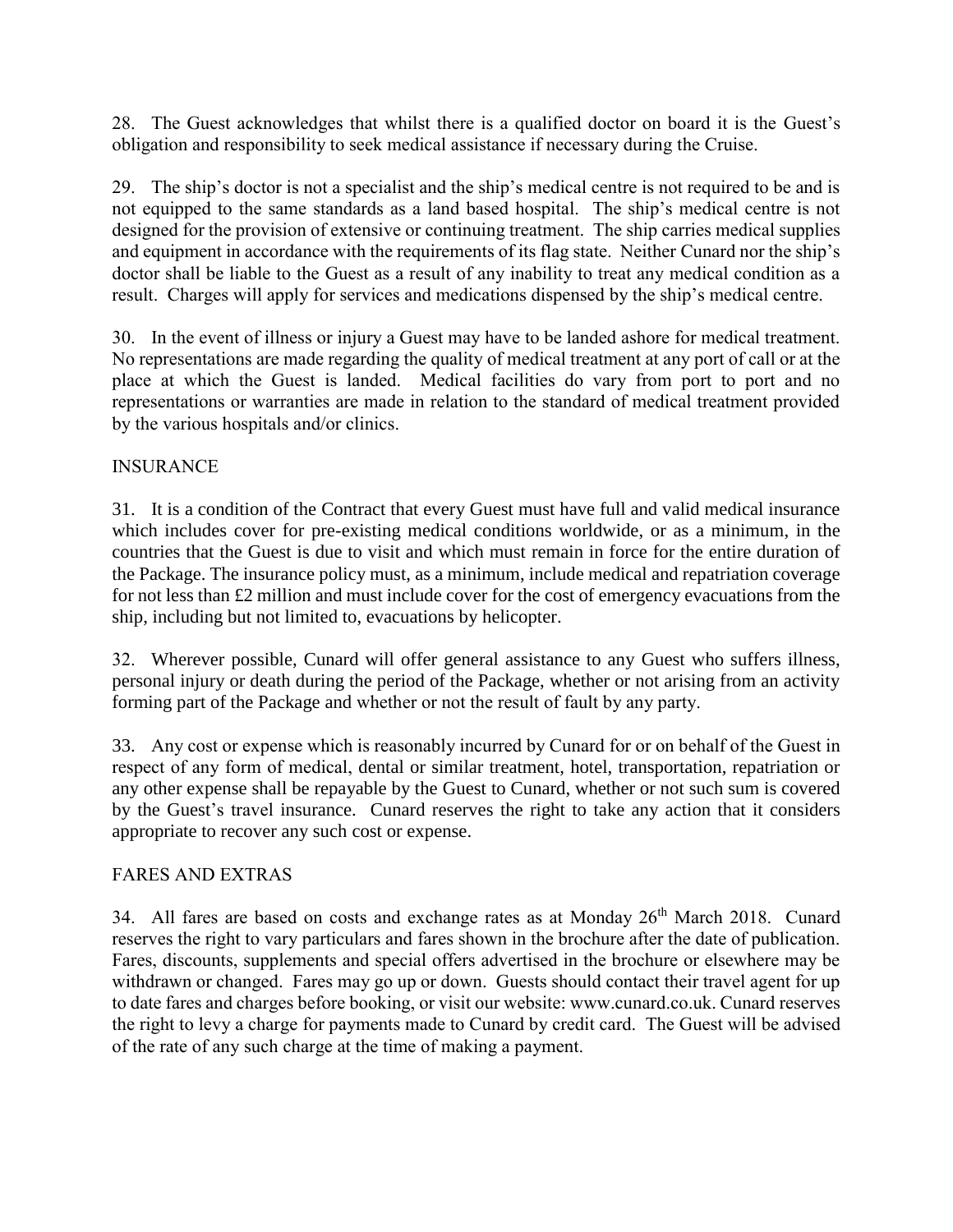28. The Guest acknowledges that whilst there is a qualified doctor on board it is the Guest's obligation and responsibility to seek medical assistance if necessary during the Cruise.

29. The ship's doctor is not a specialist and the ship's medical centre is not required to be and is not equipped to the same standards as a land based hospital. The ship's medical centre is not designed for the provision of extensive or continuing treatment. The ship carries medical supplies and equipment in accordance with the requirements of its flag state. Neither Cunard nor the ship's doctor shall be liable to the Guest as a result of any inability to treat any medical condition as a result. Charges will apply for services and medications dispensed by the ship's medical centre.

30. In the event of illness or injury a Guest may have to be landed ashore for medical treatment. No representations are made regarding the quality of medical treatment at any port of call or at the place at which the Guest is landed. Medical facilities do vary from port to port and no representations or warranties are made in relation to the standard of medical treatment provided by the various hospitals and/or clinics.

## INSURANCE

31. It is a condition of the Contract that every Guest must have full and valid medical insurance which includes cover for pre-existing medical conditions worldwide, or as a minimum, in the countries that the Guest is due to visit and which must remain in force for the entire duration of the Package. The insurance policy must, as a minimum, include medical and repatriation coverage for not less than £2 million and must include cover for the cost of emergency evacuations from the ship, including but not limited to, evacuations by helicopter.

32. Wherever possible, Cunard will offer general assistance to any Guest who suffers illness, personal injury or death during the period of the Package, whether or not arising from an activity forming part of the Package and whether or not the result of fault by any party.

33. Any cost or expense which is reasonably incurred by Cunard for or on behalf of the Guest in respect of any form of medical, dental or similar treatment, hotel, transportation, repatriation or any other expense shall be repayable by the Guest to Cunard, whether or not such sum is covered by the Guest's travel insurance. Cunard reserves the right to take any action that it considers appropriate to recover any such cost or expense.

## FARES AND EXTRAS

34. All fares are based on costs and exchange rates as at Monday 26th March 2018. Cunard reserves the right to vary particulars and fares shown in the brochure after the date of publication. Fares, discounts, supplements and special offers advertised in the brochure or elsewhere may be withdrawn or changed. Fares may go up or down. Guests should contact their travel agent for up to date fares and charges before booking, or visit our website: www.cunard.co.uk. Cunard reserves the right to levy a charge for payments made to Cunard by credit card. The Guest will be advised of the rate of any such charge at the time of making a payment.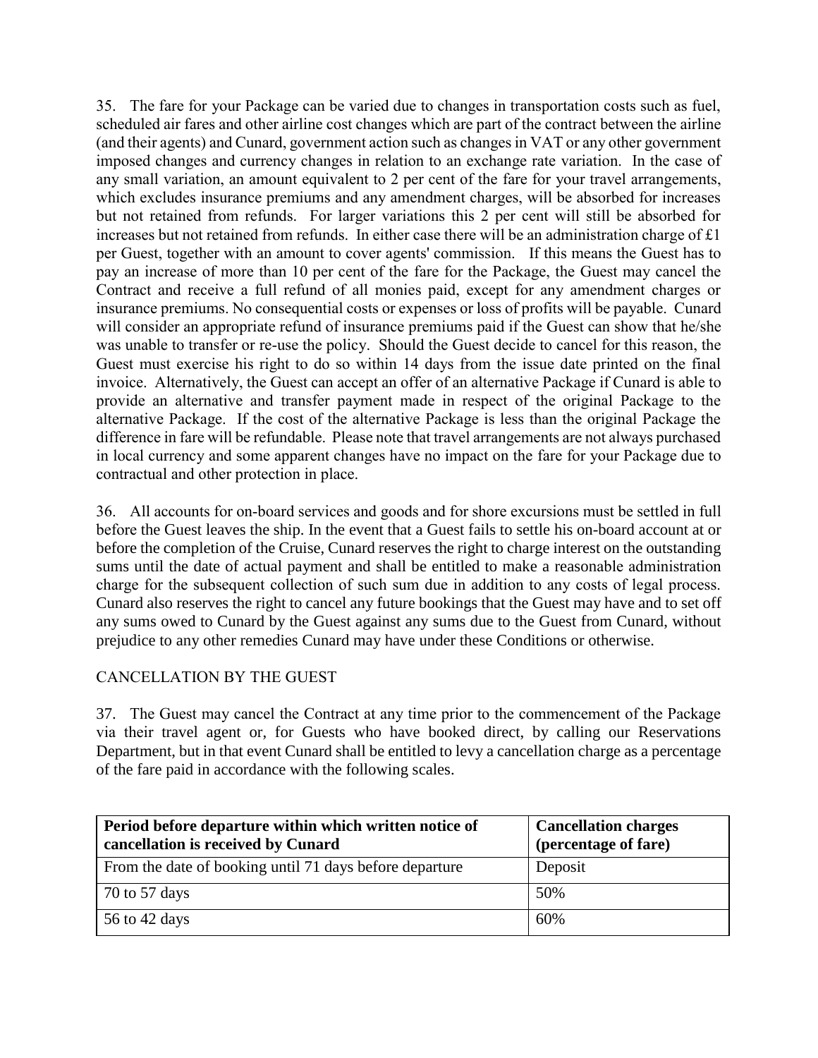35. The fare for your Package can be varied due to changes in transportation costs such as fuel, scheduled air fares and other airline cost changes which are part of the contract between the airline (and their agents) and Cunard, government action such as changes in VAT or any other government imposed changes and currency changes in relation to an exchange rate variation. In the case of any small variation, an amount equivalent to 2 per cent of the fare for your travel arrangements, which excludes insurance premiums and any amendment charges, will be absorbed for increases but not retained from refunds. For larger variations this 2 per cent will still be absorbed for increases but not retained from refunds. In either case there will be an administration charge of £1 per Guest, together with an amount to cover agents' commission. If this means the Guest has to pay an increase of more than 10 per cent of the fare for the Package, the Guest may cancel the Contract and receive a full refund of all monies paid, except for any amendment charges or insurance premiums. No consequential costs or expenses or loss of profits will be payable. Cunard will consider an appropriate refund of insurance premiums paid if the Guest can show that he/she was unable to transfer or re-use the policy. Should the Guest decide to cancel for this reason, the Guest must exercise his right to do so within 14 days from the issue date printed on the final invoice. Alternatively, the Guest can accept an offer of an alternative Package if Cunard is able to provide an alternative and transfer payment made in respect of the original Package to the alternative Package. If the cost of the alternative Package is less than the original Package the difference in fare will be refundable. Please note that travel arrangements are not always purchased in local currency and some apparent changes have no impact on the fare for your Package due to contractual and other protection in place.

36. All accounts for on-board services and goods and for shore excursions must be settled in full before the Guest leaves the ship. In the event that a Guest fails to settle his on-board account at or before the completion of the Cruise, Cunard reserves the right to charge interest on the outstanding sums until the date of actual payment and shall be entitled to make a reasonable administration charge for the subsequent collection of such sum due in addition to any costs of legal process. Cunard also reserves the right to cancel any future bookings that the Guest may have and to set off any sums owed to Cunard by the Guest against any sums due to the Guest from Cunard, without prejudice to any other remedies Cunard may have under these Conditions or otherwise.

## CANCELLATION BY THE GUEST

37. The Guest may cancel the Contract at any time prior to the commencement of the Package via their travel agent or, for Guests who have booked direct, by calling our Reservations Department, but in that event Cunard shall be entitled to levy a cancellation charge as a percentage of the fare paid in accordance with the following scales.

| Period before departure within which written notice of cancellation is received by Cunard | Cancellation charges (percentage of fare) |
|---|---|
| From the date of booking until 71 days before departure | Deposit |
| 70 to 57 days | 50% |
| 56 to 42 days | 60% |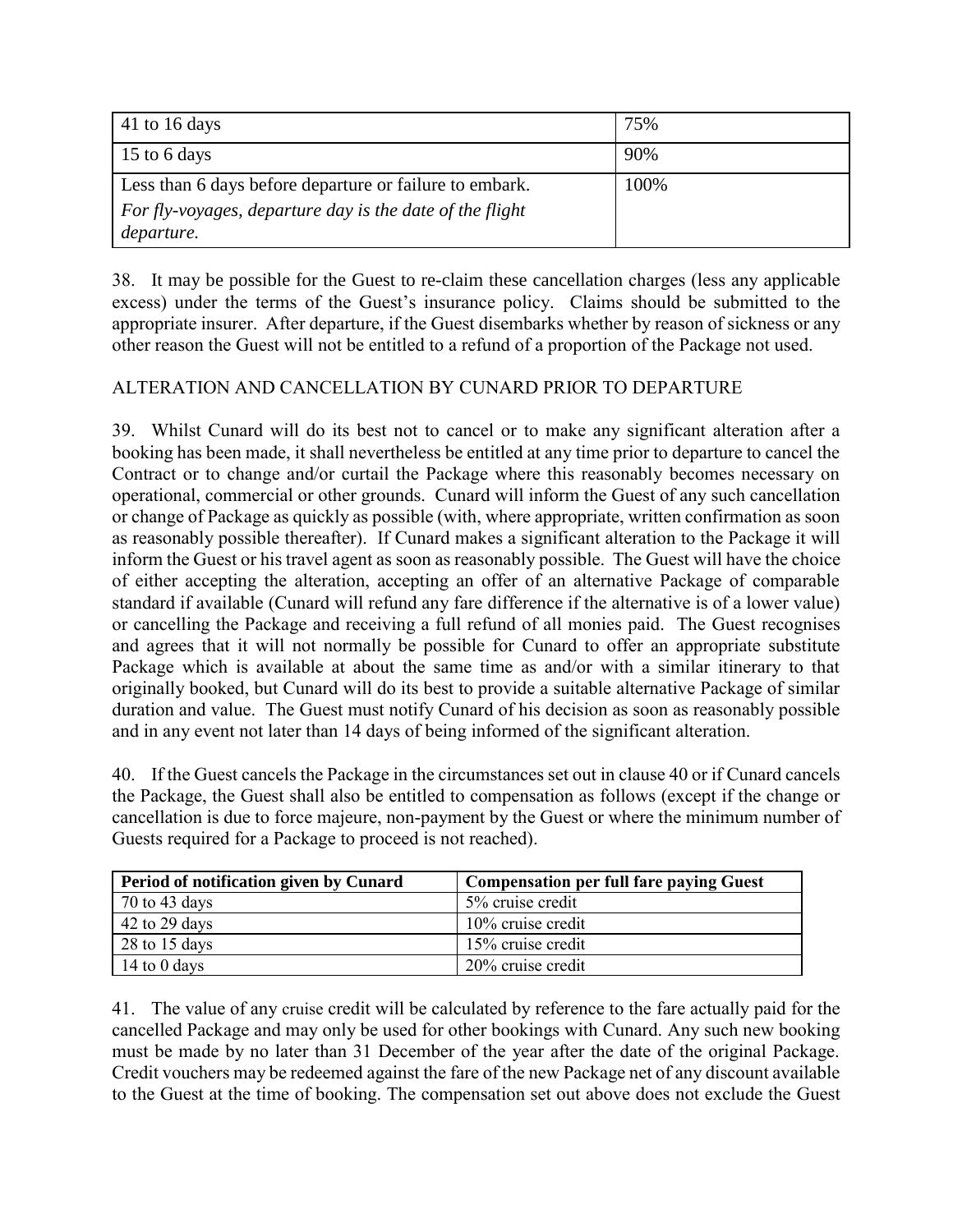| | |
|---|---|
| 41 to 16 days | 75% |
| 15 to 6 days | 90% |
| Less than 6 days before departure or failure to embark. *For fly-voyages, departure day is the date of the flight departure.* | 100% |

38. It may be possible for the Guest to re-claim these cancellation charges (less any applicable excess) under the terms of the Guest's insurance policy. Claims should be submitted to the appropriate insurer. After departure, if the Guest disembarks whether by reason of sickness or any other reason the Guest will not be entitled to a refund of a proportion of the Package not used.

ALTERATION AND CANCELLATION BY CUNARD PRIOR TO DEPARTURE

39. Whilst Cunard will do its best not to cancel or to make any significant alteration after a booking has been made, it shall nevertheless be entitled at any time prior to departure to cancel the Contract or to change and/or curtail the Package where this reasonably becomes necessary on operational, commercial or other grounds. Cunard will inform the Guest of any such cancellation or change of Package as quickly as possible (with, where appropriate, written confirmation as soon as reasonably possible thereafter). If Cunard makes a significant alteration to the Package it will inform the Guest or his travel agent as soon as reasonably possible. The Guest will have the choice of either accepting the alteration, accepting an offer of an alternative Package of comparable standard if available (Cunard will refund any fare difference if the alternative is of a lower value) or cancelling the Package and receiving a full refund of all monies paid. The Guest recognises and agrees that it will not normally be possible for Cunard to offer an appropriate substitute Package which is available at about the same time as and/or with a similar itinerary to that originally booked, but Cunard will do its best to provide a suitable alternative Package of similar duration and value. The Guest must notify Cunard of his decision as soon as reasonably possible and in any event not later than 14 days of being informed of the significant alteration.

40. If the Guest cancels the Package in the circumstances set out in clause 40 or if Cunard cancels the Package, the Guest shall also be entitled to compensation as follows (except if the change or cancellation is due to force majeure, non-payment by the Guest or where the minimum number of Guests required for a Package to proceed is not reached).

| Period of notification given by Cunard | Compensation per full fare paying Guest |
|---|---|
| 70 to 43 days | 5% cruise credit |
| 42 to 29 days | 10% cruise credit |
| 28 to 15 days | 15% cruise credit |
| 14 to 0 days | 20% cruise credit |

41. The value of any cruise credit will be calculated by reference to the fare actually paid for the cancelled Package and may only be used for other bookings with Cunard. Any such new booking must be made by no later than 31 December of the year after the date of the original Package. Credit vouchers may be redeemed against the fare of the new Package net of any discount available to the Guest at the time of booking. The compensation set out above does not exclude the Guest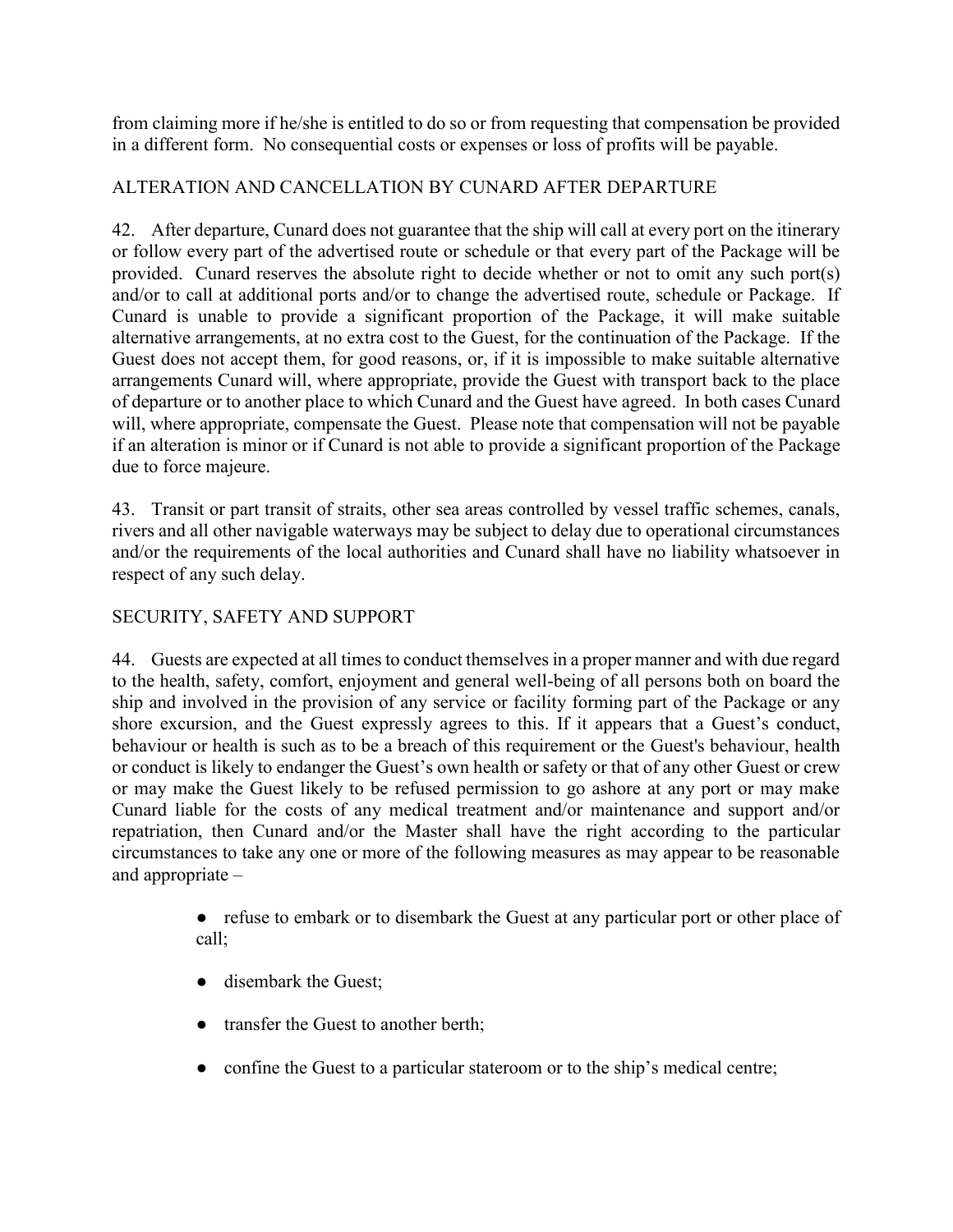from claiming more if he/she is entitled to do so or from requesting that compensation be provided in a different form. No consequential costs or expenses or loss of profits will be payable.

## ALTERATION AND CANCELLATION BY CUNARD AFTER DEPARTURE

42. After departure, Cunard does not guarantee that the ship will call at every port on the itinerary or follow every part of the advertised route or schedule or that every part of the Package will be provided. Cunard reserves the absolute right to decide whether or not to omit any such port(s) and/or to call at additional ports and/or to change the advertised route, schedule or Package. If Cunard is unable to provide a significant proportion of the Package, it will make suitable alternative arrangements, at no extra cost to the Guest, for the continuation of the Package. If the Guest does not accept them, for good reasons, or, if it is impossible to make suitable alternative arrangements Cunard will, where appropriate, provide the Guest with transport back to the place of departure or to another place to which Cunard and the Guest have agreed. In both cases Cunard will, where appropriate, compensate the Guest. Please note that compensation will not be payable if an alteration is minor or if Cunard is not able to provide a significant proportion of the Package due to force majeure.

43. Transit or part transit of straits, other sea areas controlled by vessel traffic schemes, canals, rivers and all other navigable waterways may be subject to delay due to operational circumstances and/or the requirements of the local authorities and Cunard shall have no liability whatsoever in respect of any such delay.

## SECURITY, SAFETY AND SUPPORT

44. Guests are expected at all times to conduct themselves in a proper manner and with due regard to the health, safety, comfort, enjoyment and general well-being of all persons both on board the ship and involved in the provision of any service or facility forming part of the Package or any shore excursion, and the Guest expressly agrees to this. If it appears that a Guest's conduct, behaviour or health is such as to be a breach of this requirement or the Guest's behaviour, health or conduct is likely to endanger the Guest's own health or safety or that of any other Guest or crew or may make the Guest likely to be refused permission to go ashore at any port or may make Cunard liable for the costs of any medical treatment and/or maintenance and support and/or repatriation, then Cunard and/or the Master shall have the right according to the particular circumstances to take any one or more of the following measures as may appear to be reasonable and appropriate –

- refuse to embark or to disembark the Guest at any particular port or other place of call;
- disembark the Guest;
- transfer the Guest to another berth;
- confine the Guest to a particular stateroom or to the ship's medical centre;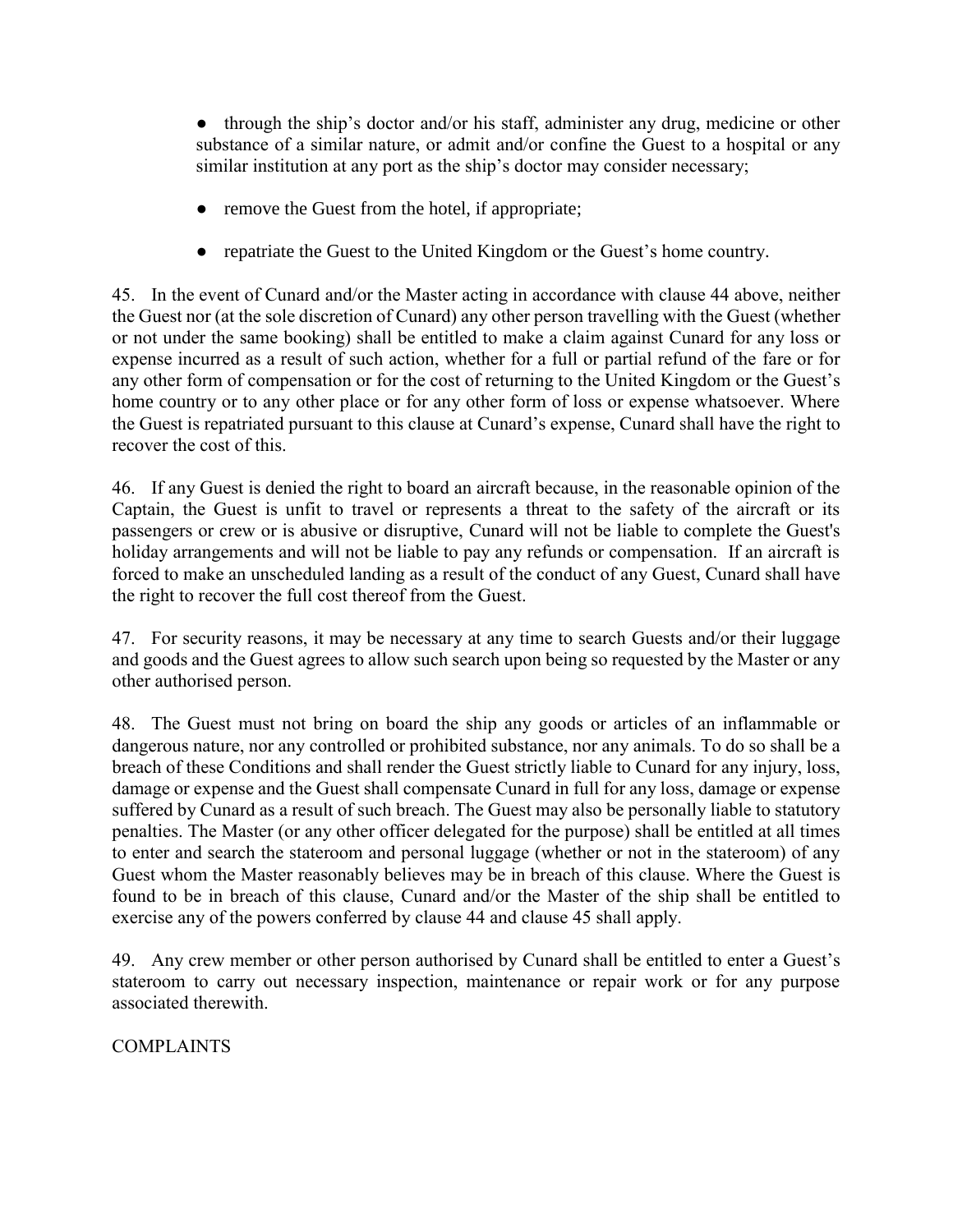- through the ship's doctor and/or his staff, administer any drug, medicine or other substance of a similar nature, or admit and/or confine the Guest to a hospital or any similar institution at any port as the ship's doctor may consider necessary;
- remove the Guest from the hotel, if appropriate;
- repatriate the Guest to the United Kingdom or the Guest's home country.

45. In the event of Cunard and/or the Master acting in accordance with clause 44 above, neither the Guest nor (at the sole discretion of Cunard) any other person travelling with the Guest (whether or not under the same booking) shall be entitled to make a claim against Cunard for any loss or expense incurred as a result of such action, whether for a full or partial refund of the fare or for any other form of compensation or for the cost of returning to the United Kingdom or the Guest's home country or to any other place or for any other form of loss or expense whatsoever. Where the Guest is repatriated pursuant to this clause at Cunard's expense, Cunard shall have the right to recover the cost of this.

46. If any Guest is denied the right to board an aircraft because, in the reasonable opinion of the Captain, the Guest is unfit to travel or represents a threat to the safety of the aircraft or its passengers or crew or is abusive or disruptive, Cunard will not be liable to complete the Guest's holiday arrangements and will not be liable to pay any refunds or compensation. If an aircraft is forced to make an unscheduled landing as a result of the conduct of any Guest, Cunard shall have the right to recover the full cost thereof from the Guest.

47. For security reasons, it may be necessary at any time to search Guests and/or their luggage and goods and the Guest agrees to allow such search upon being so requested by the Master or any other authorised person.

48. The Guest must not bring on board the ship any goods or articles of an inflammable or dangerous nature, nor any controlled or prohibited substance, nor any animals. To do so shall be a breach of these Conditions and shall render the Guest strictly liable to Cunard for any injury, loss, damage or expense and the Guest shall compensate Cunard in full for any loss, damage or expense suffered by Cunard as a result of such breach. The Guest may also be personally liable to statutory penalties. The Master (or any other officer delegated for the purpose) shall be entitled at all times to enter and search the stateroom and personal luggage (whether or not in the stateroom) of any Guest whom the Master reasonably believes may be in breach of this clause. Where the Guest is found to be in breach of this clause, Cunard and/or the Master of the ship shall be entitled to exercise any of the powers conferred by clause 44 and clause 45 shall apply.

49. Any crew member or other person authorised by Cunard shall be entitled to enter a Guest's stateroom to carry out necessary inspection, maintenance or repair work or for any purpose associated therewith.

## COMPLAINTS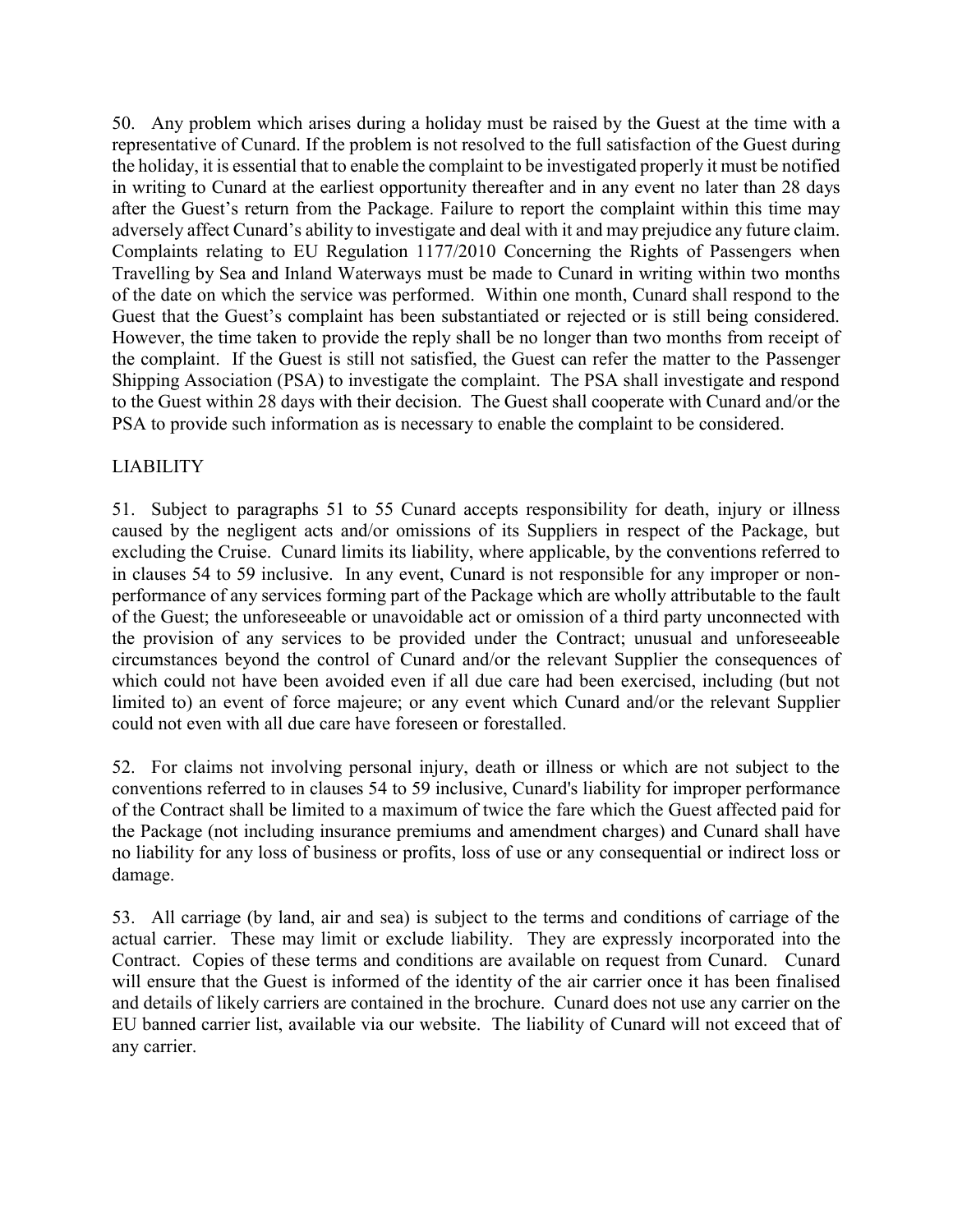50. Any problem which arises during a holiday must be raised by the Guest at the time with a representative of Cunard. If the problem is not resolved to the full satisfaction of the Guest during the holiday, it is essential that to enable the complaint to be investigated properly it must be notified in writing to Cunard at the earliest opportunity thereafter and in any event no later than 28 days after the Guest's return from the Package. Failure to report the complaint within this time may adversely affect Cunard's ability to investigate and deal with it and may prejudice any future claim. Complaints relating to EU Regulation 1177/2010 Concerning the Rights of Passengers when Travelling by Sea and Inland Waterways must be made to Cunard in writing within two months of the date on which the service was performed. Within one month, Cunard shall respond to the Guest that the Guest's complaint has been substantiated or rejected or is still being considered. However, the time taken to provide the reply shall be no longer than two months from receipt of the complaint. If the Guest is still not satisfied, the Guest can refer the matter to the Passenger Shipping Association (PSA) to investigate the complaint. The PSA shall investigate and respond to the Guest within 28 days with their decision. The Guest shall cooperate with Cunard and/or the PSA to provide such information as is necessary to enable the complaint to be considered.

## LIABILITY

51. Subject to paragraphs 51 to 55 Cunard accepts responsibility for death, injury or illness caused by the negligent acts and/or omissions of its Suppliers in respect of the Package, but excluding the Cruise. Cunard limits its liability, where applicable, by the conventions referred to in clauses 54 to 59 inclusive. In any event, Cunard is not responsible for any improper or non-performance of any services forming part of the Package which are wholly attributable to the fault of the Guest; the unforeseeable or unavoidable act or omission of a third party unconnected with the provision of any services to be provided under the Contract; unusual and unforeseeable circumstances beyond the control of Cunard and/or the relevant Supplier the consequences of which could not have been avoided even if all due care had been exercised, including (but not limited to) an event of force majeure; or any event which Cunard and/or the relevant Supplier could not even with all due care have foreseen or forestalled.

52. For claims not involving personal injury, death or illness or which are not subject to the conventions referred to in clauses 54 to 59 inclusive, Cunard's liability for improper performance of the Contract shall be limited to a maximum of twice the fare which the Guest affected paid for the Package (not including insurance premiums and amendment charges) and Cunard shall have no liability for any loss of business or profits, loss of use or any consequential or indirect loss or damage.

53. All carriage (by land, air and sea) is subject to the terms and conditions of carriage of the actual carrier. These may limit or exclude liability. They are expressly incorporated into the Contract. Copies of these terms and conditions are available on request from Cunard. Cunard will ensure that the Guest is informed of the identity of the air carrier once it has been finalised and details of likely carriers are contained in the brochure. Cunard does not use any carrier on the EU banned carrier list, available via our website. The liability of Cunard will not exceed that of any carrier.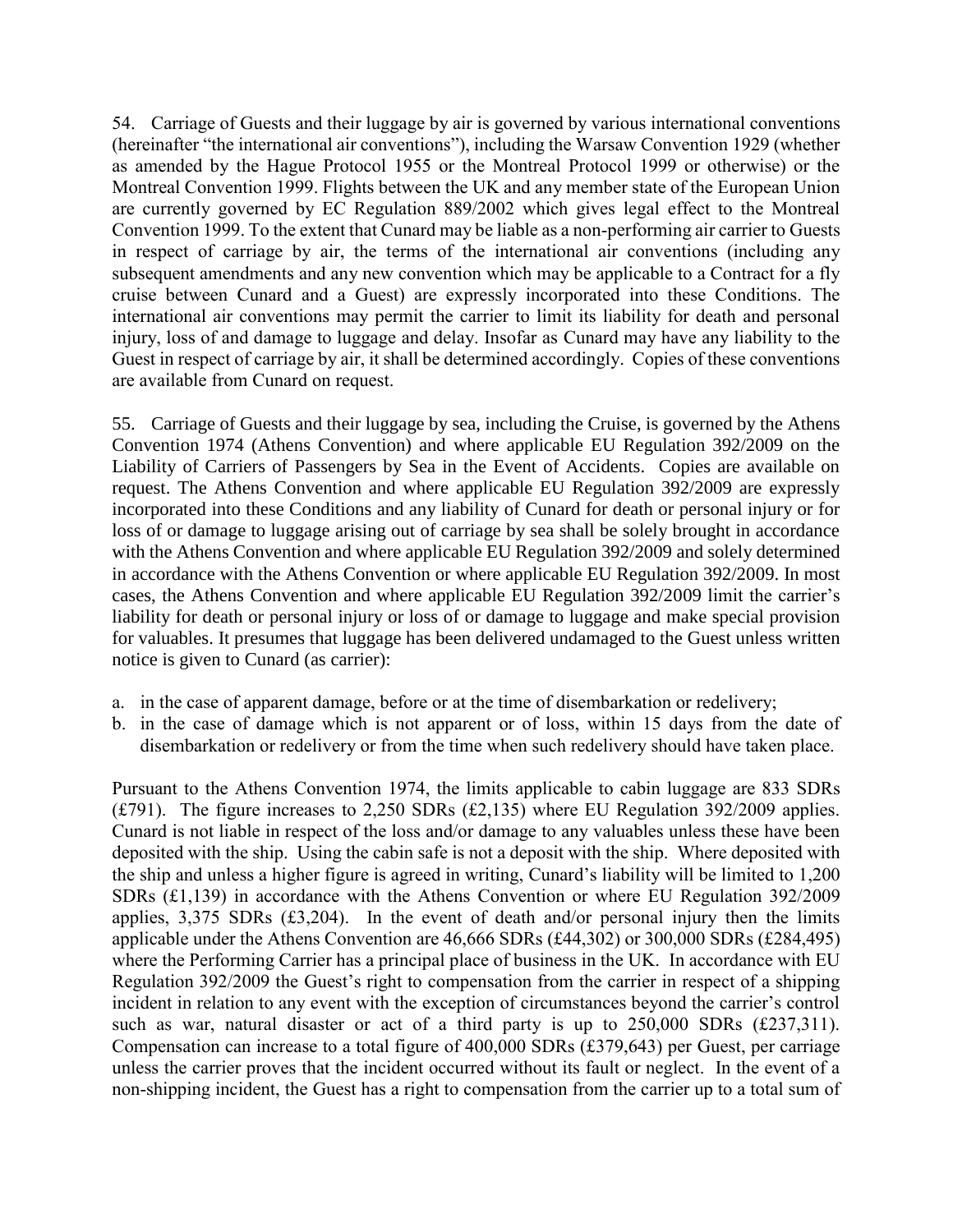54. Carriage of Guests and their luggage by air is governed by various international conventions (hereinafter "the international air conventions"), including the Warsaw Convention 1929 (whether as amended by the Hague Protocol 1955 or the Montreal Protocol 1999 or otherwise) or the Montreal Convention 1999. Flights between the UK and any member state of the European Union are currently governed by EC Regulation 889/2002 which gives legal effect to the Montreal Convention 1999. To the extent that Cunard may be liable as a non-performing air carrier to Guests in respect of carriage by air, the terms of the international air conventions (including any subsequent amendments and any new convention which may be applicable to a Contract for a fly cruise between Cunard and a Guest) are expressly incorporated into these Conditions. The international air conventions may permit the carrier to limit its liability for death and personal injury, loss of and damage to luggage and delay. Insofar as Cunard may have any liability to the Guest in respect of carriage by air, it shall be determined accordingly. Copies of these conventions are available from Cunard on request.

55. Carriage of Guests and their luggage by sea, including the Cruise, is governed by the Athens Convention 1974 (Athens Convention) and where applicable EU Regulation 392/2009 on the Liability of Carriers of Passengers by Sea in the Event of Accidents. Copies are available on request. The Athens Convention and where applicable EU Regulation 392/2009 are expressly incorporated into these Conditions and any liability of Cunard for death or personal injury or for loss of or damage to luggage arising out of carriage by sea shall be solely brought in accordance with the Athens Convention and where applicable EU Regulation 392/2009 and solely determined in accordance with the Athens Convention or where applicable EU Regulation 392/2009. In most cases, the Athens Convention and where applicable EU Regulation 392/2009 limit the carrier's liability for death or personal injury or loss of or damage to luggage and make special provision for valuables. It presumes that luggage has been delivered undamaged to the Guest unless written notice is given to Cunard (as carrier):

a. in the case of apparent damage, before or at the time of disembarkation or redelivery;
b. in the case of damage which is not apparent or of loss, within 15 days from the date of disembarkation or redelivery or from the time when such redelivery should have taken place.

Pursuant to the Athens Convention 1974, the limits applicable to cabin luggage are 833 SDRs (£791). The figure increases to 2,250 SDRs (£2,135) where EU Regulation 392/2009 applies. Cunard is not liable in respect of the loss and/or damage to any valuables unless these have been deposited with the ship. Using the cabin safe is not a deposit with the ship. Where deposited with the ship and unless a higher figure is agreed in writing, Cunard's liability will be limited to 1,200 SDRs (£1,139) in accordance with the Athens Convention or where EU Regulation 392/2009 applies, 3,375 SDRs (£3,204). In the event of death and/or personal injury then the limits applicable under the Athens Convention are 46,666 SDRs (£44,302) or 300,000 SDRs (£284,495) where the Performing Carrier has a principal place of business in the UK. In accordance with EU Regulation 392/2009 the Guest's right to compensation from the carrier in respect of a shipping incident in relation to any event with the exception of circumstances beyond the carrier's control such as war, natural disaster or act of a third party is up to 250,000 SDRs (£237,311). Compensation can increase to a total figure of 400,000 SDRs (£379,643) per Guest, per carriage unless the carrier proves that the incident occurred without its fault or neglect. In the event of a non-shipping incident, the Guest has a right to compensation from the carrier up to a total sum of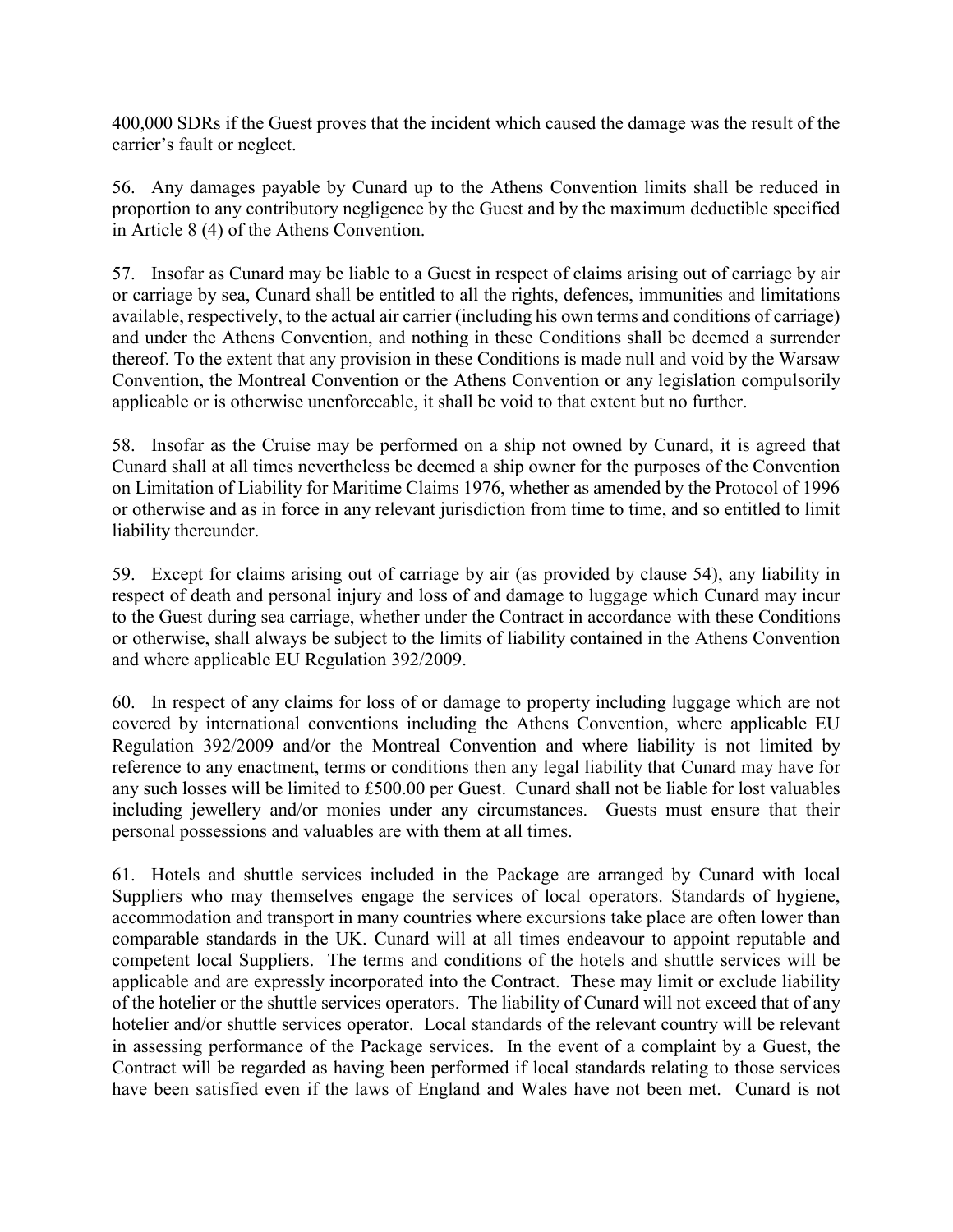400,000 SDRs if the Guest proves that the incident which caused the damage was the result of the carrier's fault or neglect.

56. Any damages payable by Cunard up to the Athens Convention limits shall be reduced in proportion to any contributory negligence by the Guest and by the maximum deductible specified in Article 8 (4) of the Athens Convention.

57. Insofar as Cunard may be liable to a Guest in respect of claims arising out of carriage by air or carriage by sea, Cunard shall be entitled to all the rights, defences, immunities and limitations available, respectively, to the actual air carrier (including his own terms and conditions of carriage) and under the Athens Convention, and nothing in these Conditions shall be deemed a surrender thereof. To the extent that any provision in these Conditions is made null and void by the Warsaw Convention, the Montreal Convention or the Athens Convention or any legislation compulsorily applicable or is otherwise unenforceable, it shall be void to that extent but no further.

58. Insofar as the Cruise may be performed on a ship not owned by Cunard, it is agreed that Cunard shall at all times nevertheless be deemed a ship owner for the purposes of the Convention on Limitation of Liability for Maritime Claims 1976, whether as amended by the Protocol of 1996 or otherwise and as in force in any relevant jurisdiction from time to time, and so entitled to limit liability thereunder.

59. Except for claims arising out of carriage by air (as provided by clause 54), any liability in respect of death and personal injury and loss of and damage to luggage which Cunard may incur to the Guest during sea carriage, whether under the Contract in accordance with these Conditions or otherwise, shall always be subject to the limits of liability contained in the Athens Convention and where applicable EU Regulation 392/2009.

60. In respect of any claims for loss of or damage to property including luggage which are not covered by international conventions including the Athens Convention, where applicable EU Regulation 392/2009 and/or the Montreal Convention and where liability is not limited by reference to any enactment, terms or conditions then any legal liability that Cunard may have for any such losses will be limited to £500.00 per Guest. Cunard shall not be liable for lost valuables including jewellery and/or monies under any circumstances. Guests must ensure that their personal possessions and valuables are with them at all times.

61. Hotels and shuttle services included in the Package are arranged by Cunard with local Suppliers who may themselves engage the services of local operators. Standards of hygiene, accommodation and transport in many countries where excursions take place are often lower than comparable standards in the UK. Cunard will at all times endeavour to appoint reputable and competent local Suppliers. The terms and conditions of the hotels and shuttle services will be applicable and are expressly incorporated into the Contract. These may limit or exclude liability of the hotelier or the shuttle services operators. The liability of Cunard will not exceed that of any hotelier and/or shuttle services operator. Local standards of the relevant country will be relevant in assessing performance of the Package services. In the event of a complaint by a Guest, the Contract will be regarded as having been performed if local standards relating to those services have been satisfied even if the laws of England and Wales have not been met. Cunard is not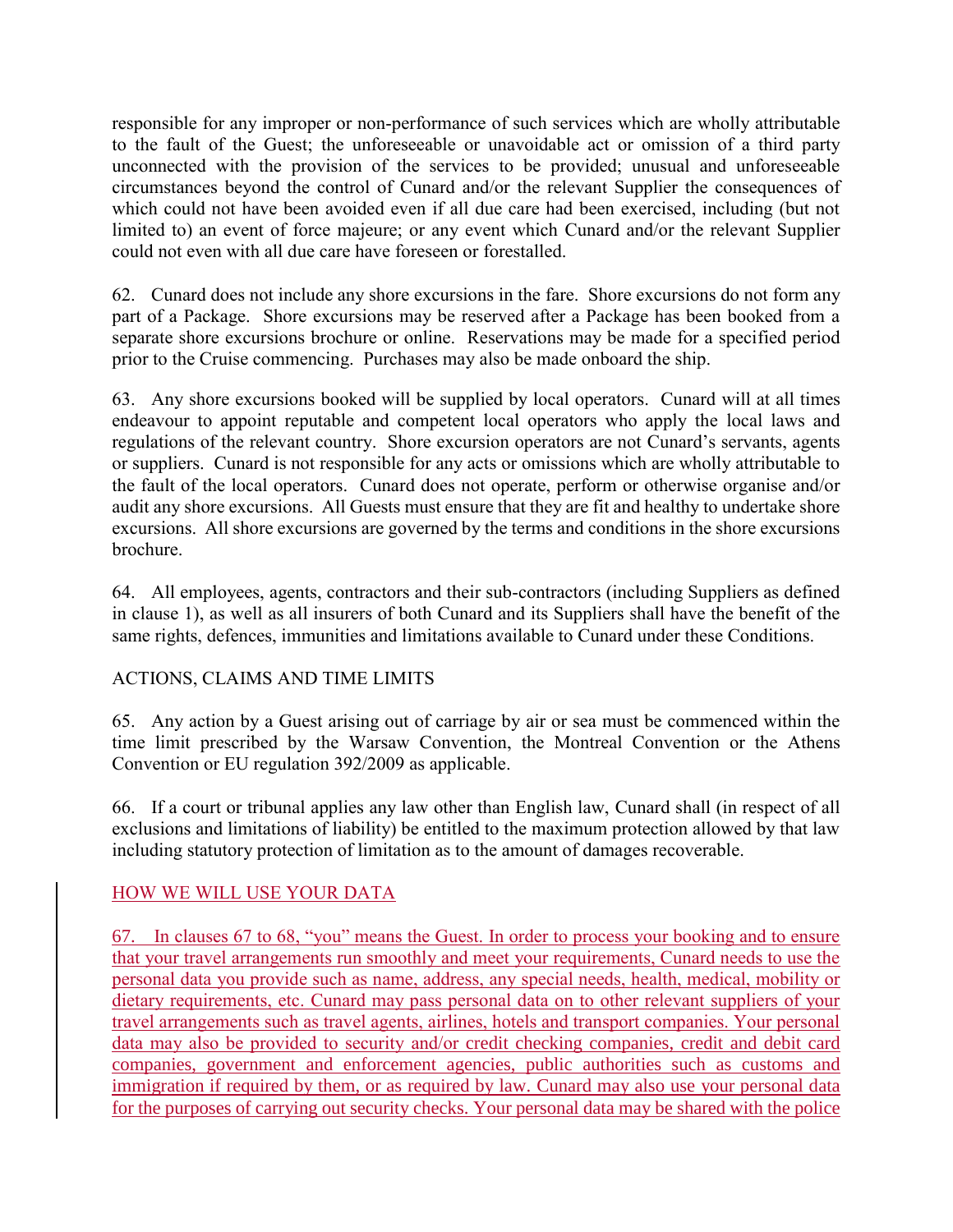responsible for any improper or non-performance of such services which are wholly attributable to the fault of the Guest; the unforeseeable or unavoidable act or omission of a third party unconnected with the provision of the services to be provided; unusual and unforeseeable circumstances beyond the control of Cunard and/or the relevant Supplier the consequences of which could not have been avoided even if all due care had been exercised, including (but not limited to) an event of force majeure; or any event which Cunard and/or the relevant Supplier could not even with all due care have foreseen or forestalled.

62. Cunard does not include any shore excursions in the fare. Shore excursions do not form any part of a Package. Shore excursions may be reserved after a Package has been booked from a separate shore excursions brochure or online. Reservations may be made for a specified period prior to the Cruise commencing. Purchases may also be made onboard the ship.

63. Any shore excursions booked will be supplied by local operators. Cunard will at all times endeavour to appoint reputable and competent local operators who apply the local laws and regulations of the relevant country. Shore excursion operators are not Cunard's servants, agents or suppliers. Cunard is not responsible for any acts or omissions which are wholly attributable to the fault of the local operators. Cunard does not operate, perform or otherwise organise and/or audit any shore excursions. All Guests must ensure that they are fit and healthy to undertake shore excursions. All shore excursions are governed by the terms and conditions in the shore excursions brochure.

64. All employees, agents, contractors and their sub-contractors (including Suppliers as defined in clause 1), as well as all insurers of both Cunard and its Suppliers shall have the benefit of the same rights, defences, immunities and limitations available to Cunard under these Conditions.

ACTIONS, CLAIMS AND TIME LIMITS

65. Any action by a Guest arising out of carriage by air or sea must be commenced within the time limit prescribed by the Warsaw Convention, the Montreal Convention or the Athens Convention or EU regulation 392/2009 as applicable.

66. If a court or tribunal applies any law other than English law, Cunard shall (in respect of all exclusions and limitations of liability) be entitled to the maximum protection allowed by that law including statutory protection of limitation as to the amount of damages recoverable.

HOW WE WILL USE YOUR DATA

67. In clauses 67 to 68, "you" means the Guest. In order to process your booking and to ensure that your travel arrangements run smoothly and meet your requirements, Cunard needs to use the personal data you provide such as name, address, any special needs, health, medical, mobility or dietary requirements, etc. Cunard may pass personal data on to other relevant suppliers of your travel arrangements such as travel agents, airlines, hotels and transport companies. Your personal data may also be provided to security and/or credit checking companies, credit and debit card companies, government and enforcement agencies, public authorities such as customs and immigration if required by them, or as required by law. Cunard may also use your personal data for the purposes of carrying out security checks. Your personal data may be shared with the police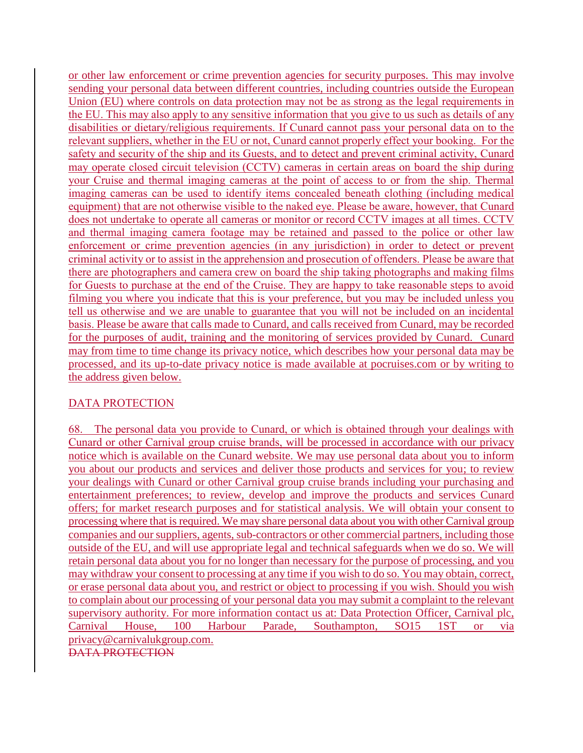or other law enforcement or crime prevention agencies for security purposes. This may involve sending your personal data between different countries, including countries outside the European Union (EU) where controls on data protection may not be as strong as the legal requirements in the EU. This may also apply to any sensitive information that you give to us such as details of any disabilities or dietary/religious requirements. If Cunard cannot pass your personal data on to the relevant suppliers, whether in the EU or not, Cunard cannot properly effect your booking. For the safety and security of the ship and its Guests, and to detect and prevent criminal activity, Cunard may operate closed circuit television (CCTV) cameras in certain areas on board the ship during your Cruise and thermal imaging cameras at the point of access to or from the ship. Thermal imaging cameras can be used to identify items concealed beneath clothing (including medical equipment) that are not otherwise visible to the naked eye. Please be aware, however, that Cunard does not undertake to operate all cameras or monitor or record CCTV images at all times. CCTV and thermal imaging camera footage may be retained and passed to the police or other law enforcement or crime prevention agencies (in any jurisdiction) in order to detect or prevent criminal activity or to assist in the apprehension and prosecution of offenders. Please be aware that there are photographers and camera crew on board the ship taking photographs and making films for Guests to purchase at the end of the Cruise. They are happy to take reasonable steps to avoid filming you where you indicate that this is your preference, but you may be included unless you tell us otherwise and we are unable to guarantee that you will not be included on an incidental basis. Please be aware that calls made to Cunard, and calls received from Cunard, may be recorded for the purposes of audit, training and the monitoring of services provided by Cunard. Cunard may from time to time change its privacy notice, which describes how your personal data may be processed, and its up-to-date privacy notice is made available at pocruises.com or by writing to the address given below.

DATA PROTECTION

68. The personal data you provide to Cunard, or which is obtained through your dealings with Cunard or other Carnival group cruise brands, will be processed in accordance with our privacy notice which is available on the Cunard website. We may use personal data about you to inform you about our products and services and deliver those products and services for you; to review your dealings with Cunard or other Carnival group cruise brands including your purchasing and entertainment preferences; to review, develop and improve the products and services Cunard offers; for market research purposes and for statistical analysis. We will obtain your consent to processing where that is required. We may share personal data about you with other Carnival group companies and our suppliers, agents, sub-contractors or other commercial partners, including those outside of the EU, and will use appropriate legal and technical safeguards when we do so. We will retain personal data about you for no longer than necessary for the purpose of processing, and you may withdraw your consent to processing at any time if you wish to do so. You may obtain, correct, or erase personal data about you, and restrict or object to processing if you wish. Should you wish to complain about our processing of your personal data you may submit a complaint to the relevant supervisory authority. For more information contact us at: Data Protection Officer, Carnival plc, Carnival House, 100 Harbour Parade, Southampton, SO15 1ST or via privacy@carnivalukgroup.com.

~~DATA PROTECTION~~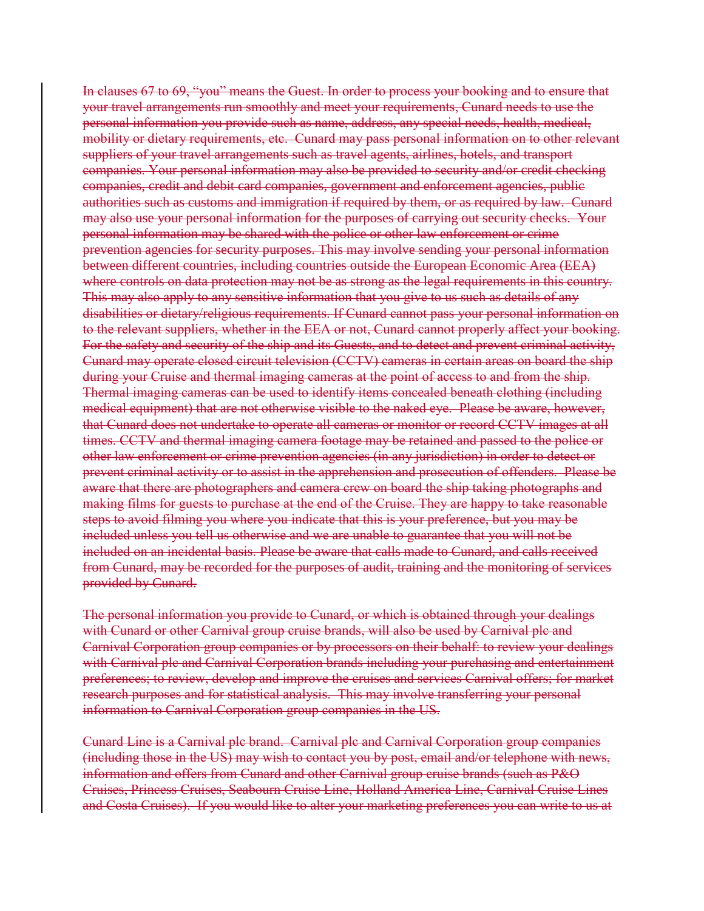~~In clauses 67 to 69, "you" means the Guest. In order to process your booking and to ensure that your travel arrangements run smoothly and meet your requirements, Cunard needs to use the personal information you provide such as name, address, any special needs, health, medical, mobility or dietary requirements, etc. Cunard may pass personal information on to other relevant suppliers of your travel arrangements such as travel agents, airlines, hotels, and transport companies. Your personal information may also be provided to security and/or credit checking companies, credit and debit card companies, government and enforcement agencies, public authorities such as customs and immigration if required by them, or as required by law. Cunard may also use your personal information for the purposes of carrying out security checks. Your personal information may be shared with the police or other law enforcement or crime prevention agencies for security purposes. This may involve sending your personal information between different countries, including countries outside the European Economic Area (EEA) where controls on data protection may not be as strong as the legal requirements in this country. This may also apply to any sensitive information that you give to us such as details of any disabilities or dietary/religious requirements. If Cunard cannot pass your personal information on to the relevant suppliers, whether in the EEA or not, Cunard cannot properly affect your booking. For the safety and security of the ship and its Guests, and to detect and prevent criminal activity, Cunard may operate closed circuit television (CCTV) cameras in certain areas on board the ship during your Cruise and thermal imaging cameras at the point of access to and from the ship. Thermal imaging cameras can be used to identify items concealed beneath clothing (including medical equipment) that are not otherwise visible to the naked eye. Please be aware, however, that Cunard does not undertake to operate all cameras or monitor or record CCTV images at all times. CCTV and thermal imaging camera footage may be retained and passed to the police or other law enforcement or crime prevention agencies (in any jurisdiction) in order to detect or prevent criminal activity or to assist in the apprehension and prosecution of offenders. Please be aware that there are photographers and camera crew on board the ship taking photographs and making films for guests to purchase at the end of the Cruise. They are happy to take reasonable steps to avoid filming you where you indicate that this is your preference, but you may be included unless you tell us otherwise and we are unable to guarantee that you will not be included on an incidental basis. Please be aware that calls made to Cunard, and calls received from Cunard, may be recorded for the purposes of audit, training and the monitoring of services provided by Cunard.~~

~~The personal information you provide to Cunard, or which is obtained through your dealings with Cunard or other Carnival group cruise brands, will also be used by Carnival plc and Carnival Corporation group companies or by processors on their behalf: to review your dealings with Carnival plc and Carnival Corporation brands including your purchasing and entertainment preferences; to review, develop and improve the cruises and services Carnival offers; for market research purposes and for statistical analysis. This may involve transferring your personal information to Carnival Corporation group companies in the US.~~

~~Cunard Line is a Carnival plc brand. Carnival plc and Carnival Corporation group companies (including those in the US) may wish to contact you by post, email and/or telephone with news, information and offers from Cunard and other Carnival group cruise brands (such as P&O Cruises, Princess Cruises, Seabourn Cruise Line, Holland America Line, Carnival Cruise Lines and Costa Cruises). If you would like to alter your marketing preferences you can write to us at~~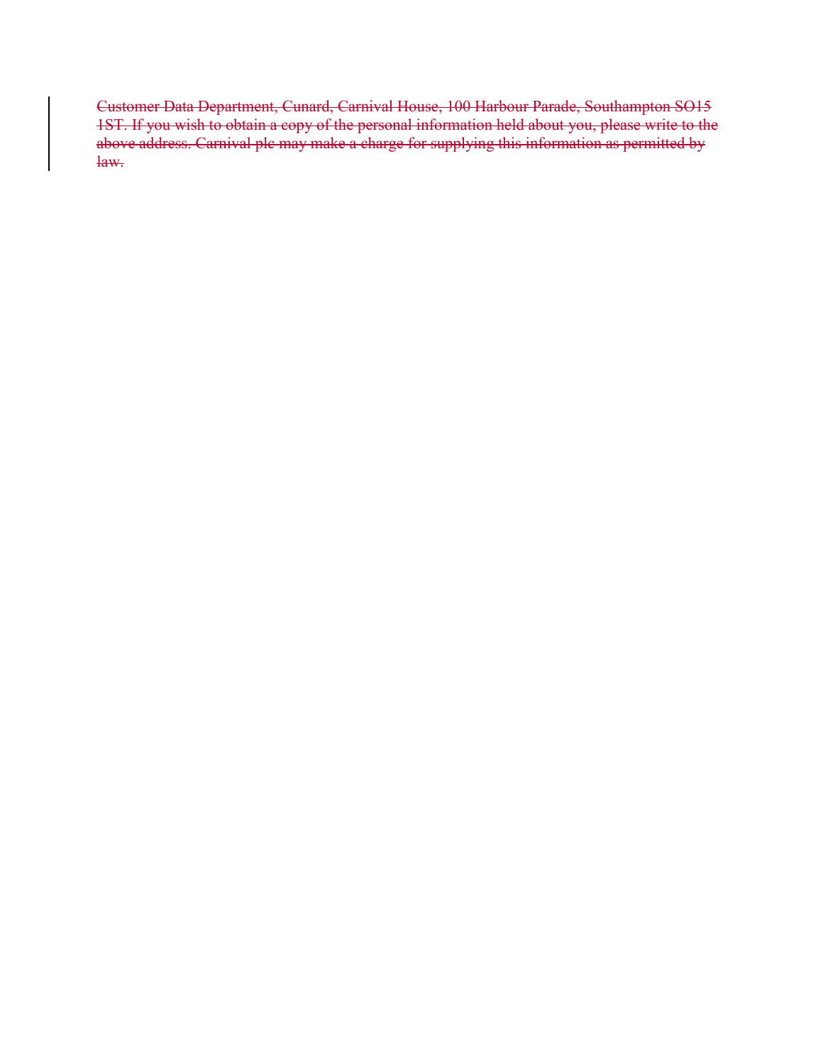~~Customer Data Department, Cunard, Carnival House, 100 Harbour Parade, Southampton SO15 1ST. If you wish to obtain a copy of the personal information held about you, please write to the above address. Carnival plc may make a charge for supplying this information as permitted by law.~~